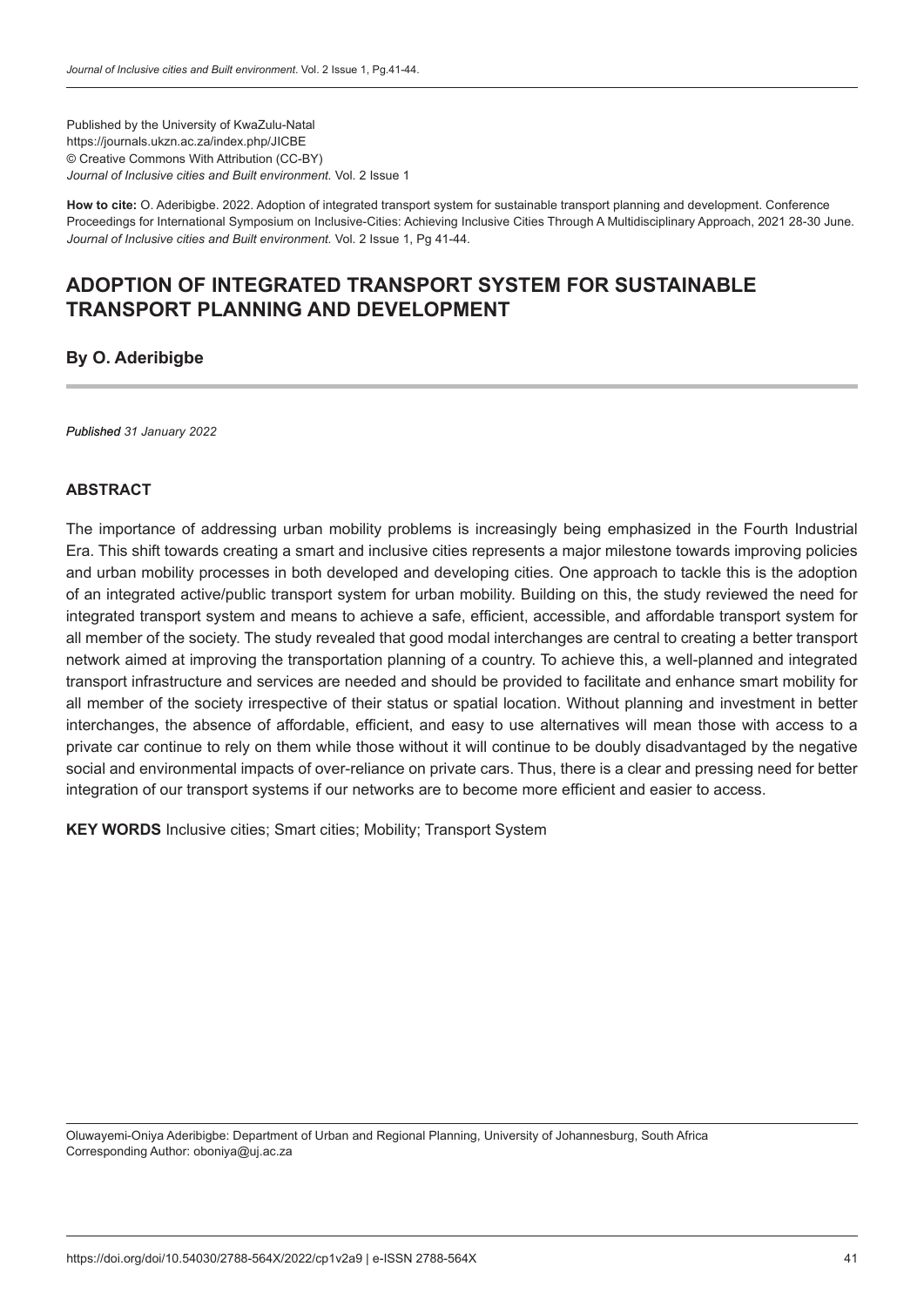Published by the University of KwaZulu-Natal
https://journals.ukzn.ac.za/index.php/JICBE
© Creative Commons With Attribution (CC-BY)
*Journal of Inclusive cities and Built environment.* Vol. 2 Issue 1

**How to cite:** O. Aderibigbe. 2022. Adoption of integrated transport system for sustainable transport planning and development. Conference Proceedings for International Symposium on Inclusive-Cities: Achieving Inclusive Cities Through A Multidisciplinary Approach, 2021 28-30 June. *Journal of Inclusive cities and Built environment.* Vol. 2 Issue 1, Pg 41-44.

# ADOPTION OF INTEGRATED TRANSPORT SYSTEM FOR SUSTAINABLE TRANSPORT PLANNING AND DEVELOPMENT

**By O. Aderibigbe**

***Published** 31 January 2022*

## ABSTRACT

The importance of addressing urban mobility problems is increasingly being emphasized in the Fourth Industrial Era. This shift towards creating a smart and inclusive cities represents a major milestone towards improving policies and urban mobility processes in both developed and developing cities. One approach to tackle this is the adoption of an integrated active/public transport system for urban mobility. Building on this, the study reviewed the need for integrated transport system and means to achieve a safe, efficient, accessible, and affordable transport system for all member of the society. The study revealed that good modal interchanges are central to creating a better transport network aimed at improving the transportation planning of a country. To achieve this, a well-planned and integrated transport infrastructure and services are needed and should be provided to facilitate and enhance smart mobility for all member of the society irrespective of their status or spatial location. Without planning and investment in better interchanges, the absence of affordable, efficient, and easy to use alternatives will mean those with access to a private car continue to rely on them while those without it will continue to be doubly disadvantaged by the negative social and environmental impacts of over-reliance on private cars. Thus, there is a clear and pressing need for better integration of our transport systems if our networks are to become more efficient and easier to access.

**KEY WORDS** Inclusive cities; Smart cities; Mobility; Transport System

Oluwayemi-Oniya Aderibigbe: Department of Urban and Regional Planning, University of Johannesburg, South Africa
Corresponding Author: oboniya@uj.ac.za

https://doi.org/doi/10.54030/2788-564X/2022/cp1v2a9 | e-ISSN 2788-564X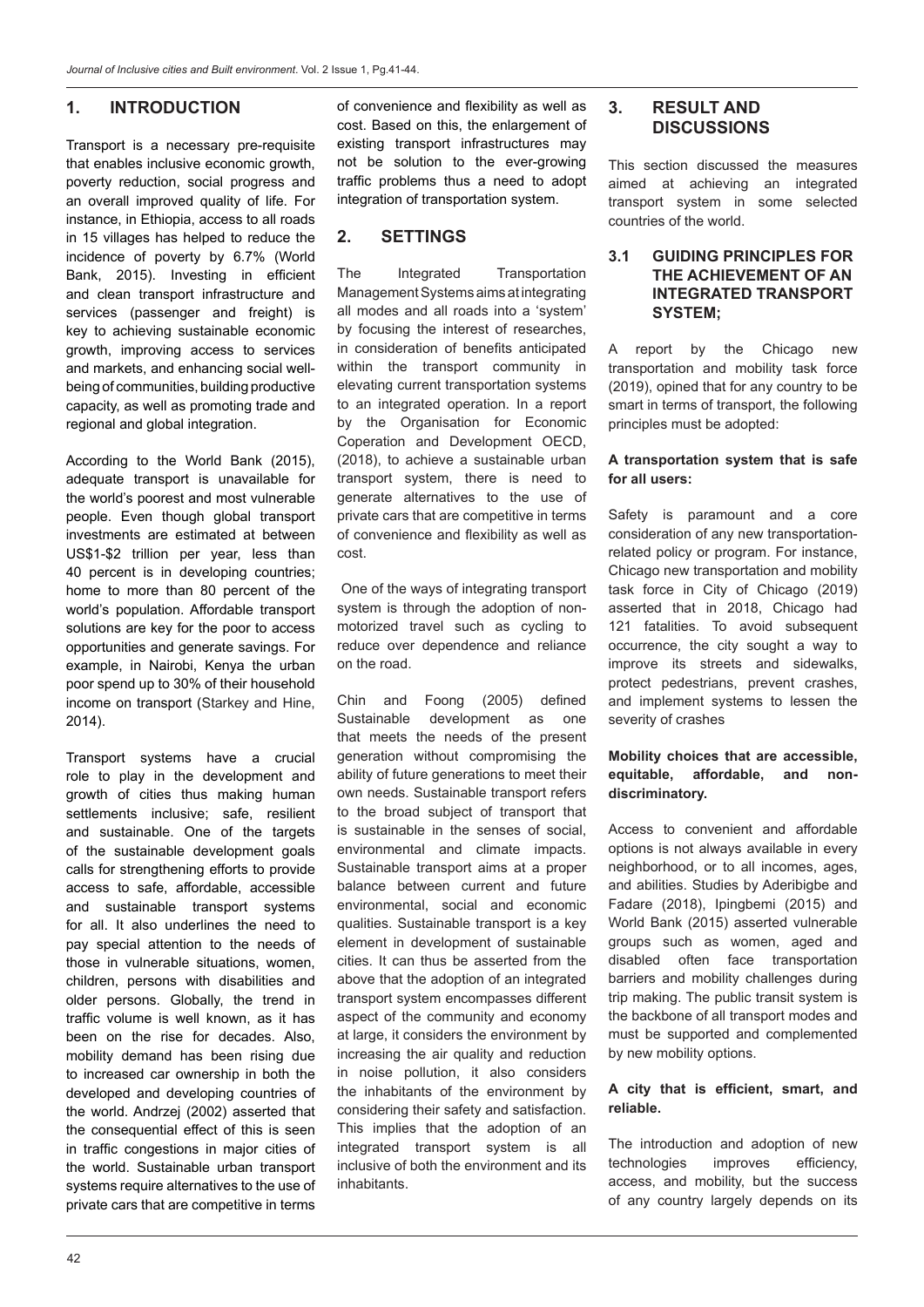## 1. INTRODUCTION

Transport is a necessary pre-requisite that enables inclusive economic growth, poverty reduction, social progress and an overall improved quality of life. For instance, in Ethiopia, access to all roads in 15 villages has helped to reduce the incidence of poverty by 6.7% (World Bank, 2015). Investing in efficient and clean transport infrastructure and services (passenger and freight) is key to achieving sustainable economic growth, improving access to services and markets, and enhancing social well-being of communities, building productive capacity, as well as promoting trade and regional and global integration.

According to the World Bank (2015), adequate transport is unavailable for the world's poorest and most vulnerable people. Even though global transport investments are estimated at between US$1-$2 trillion per year, less than 40 percent is in developing countries; home to more than 80 percent of the world's population. Affordable transport solutions are key for the poor to access opportunities and generate savings. For example, in Nairobi, Kenya the urban poor spend up to 30% of their household income on transport (Starkey and Hine, 2014).

Transport systems have a crucial role to play in the development and growth of cities thus making human settlements inclusive; safe, resilient and sustainable. One of the targets of the sustainable development goals calls for strengthening efforts to provide access to safe, affordable, accessible and sustainable transport systems for all. It also underlines the need to pay special attention to the needs of those in vulnerable situations, women, children, persons with disabilities and older persons. Globally, the trend in traffic volume is well known, as it has been on the rise for decades. Also, mobility demand has been rising due to increased car ownership in both the developed and developing countries of the world. Andrzej (2002) asserted that the consequential effect of this is seen in traffic congestions in major cities of the world. Sustainable urban transport systems require alternatives to the use of private cars that are competitive in terms of convenience and flexibility as well as cost. Based on this, the enlargement of existing transport infrastructures may not be solution to the ever-growing traffic problems thus a need to adopt integration of transportation system.

## 2. SETTINGS

The Integrated Transportation Management Systems aims at integrating all modes and all roads into a 'system' by focusing the interest of researches, in consideration of benefits anticipated within the transport community in elevating current transportation systems to an integrated operation. In a report by the Organisation for Economic Coperation and Development OECD, (2018), to achieve a sustainable urban transport system, there is need to generate alternatives to the use of private cars that are competitive in terms of convenience and flexibility as well as cost.

One of the ways of integrating transport system is through the adoption of non-motorized travel such as cycling to reduce over dependence and reliance on the road.

Chin and Foong (2005) defined Sustainable development as one that meets the needs of the present generation without compromising the ability of future generations to meet their own needs. Sustainable transport refers to the broad subject of transport that is sustainable in the senses of social, environmental and climate impacts. Sustainable transport aims at a proper balance between current and future environmental, social and economic qualities. Sustainable transport is a key element in development of sustainable cities. It can thus be asserted from the above that the adoption of an integrated transport system encompasses different aspect of the community and economy at large, it considers the environment by increasing the air quality and reduction in noise pollution, it also considers the inhabitants of the environment by considering their safety and satisfaction. This implies that the adoption of an integrated transport system is all inclusive of both the environment and its inhabitants.

## 3. RESULT AND DISCUSSIONS

This section discussed the measures aimed at achieving an integrated transport system in some selected countries of the world.

### 3.1 GUIDING PRINCIPLES FOR THE ACHIEVEMENT OF AN INTEGRATED TRANSPORT SYSTEM;

A report by the Chicago new transportation and mobility task force (2019), opined that for any country to be smart in terms of transport, the following principles must be adopted:

**A transportation system that is safe for all users:**

Safety is paramount and a core consideration of any new transportation-related policy or program. For instance, Chicago new transportation and mobility task force in City of Chicago (2019) asserted that in 2018, Chicago had 121 fatalities. To avoid subsequent occurrence, the city sought a way to improve its streets and sidewalks, protect pedestrians, prevent crashes, and implement systems to lessen the severity of crashes

**Mobility choices that are accessible, equitable, affordable, and non-discriminatory.**

Access to convenient and affordable options is not always available in every neighborhood, or to all incomes, ages, and abilities. Studies by Aderibigbe and Fadare (2018), Ipingbemi (2015) and World Bank (2015) asserted vulnerable groups such as women, aged and disabled often face transportation barriers and mobility challenges during trip making. The public transit system is the backbone of all transport modes and must be supported and complemented by new mobility options.

**A city that is efficient, smart, and reliable.**

The introduction and adoption of new technologies improves efficiency, access, and mobility, but the success of any country largely depends on its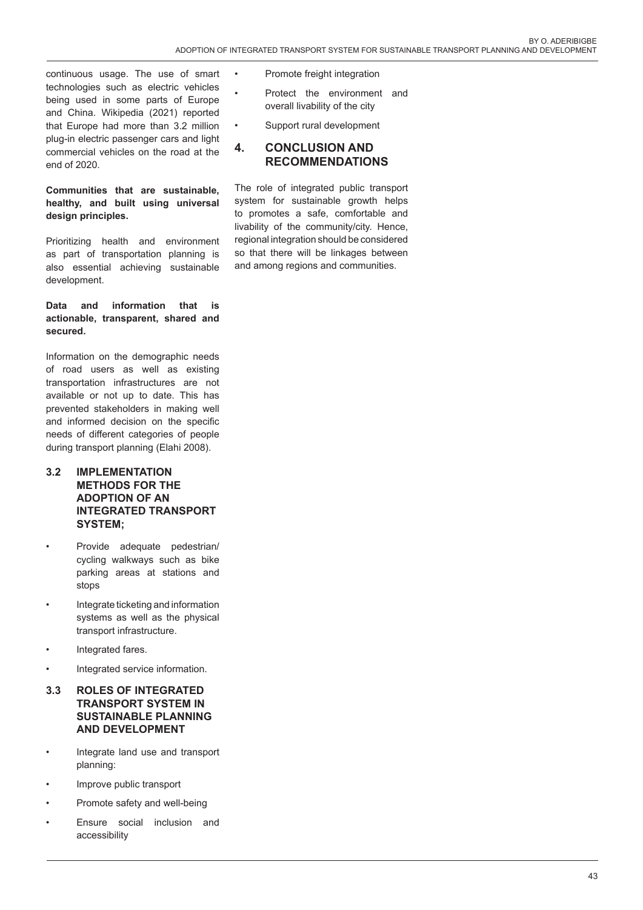continuous usage. The use of smart technologies such as electric vehicles being used in some parts of Europe and China. Wikipedia (2021) reported that Europe had more than 3.2 million plug-in electric passenger cars and light commercial vehicles on the road at the end of 2020.

**Communities that are sustainable, healthy, and built using universal design principles.**

Prioritizing health and environment as part of transportation planning is also essential achieving sustainable development.

**Data and information that is actionable, transparent, shared and secured.**

Information on the demographic needs of road users as well as existing transportation infrastructures are not available or not up to date. This has prevented stakeholders in making well and informed decision on the specific needs of different categories of people during transport planning (Elahi 2008).

### 3.2 IMPLEMENTATION METHODS FOR THE ADOPTION OF AN INTEGRATED TRANSPORT SYSTEM;

- Provide adequate pedestrian/ cycling walkways such as bike parking areas at stations and stops
- Integrate ticketing and information systems as well as the physical transport infrastructure.
- Integrated fares.
- Integrated service information.

### 3.3 ROLES OF INTEGRATED TRANSPORT SYSTEM IN SUSTAINABLE PLANNING AND DEVELOPMENT

- Integrate land use and transport planning:
- Improve public transport
- Promote safety and well-being
- Ensure social inclusion and accessibility
- Promote freight integration
- Protect the environment and overall livability of the city
- Support rural development

## 4. CONCLUSION AND RECOMMENDATIONS

The role of integrated public transport system for sustainable growth helps to promotes a safe, comfortable and livability of the community/city. Hence, regional integration should be considered so that there will be linkages between and among regions and communities.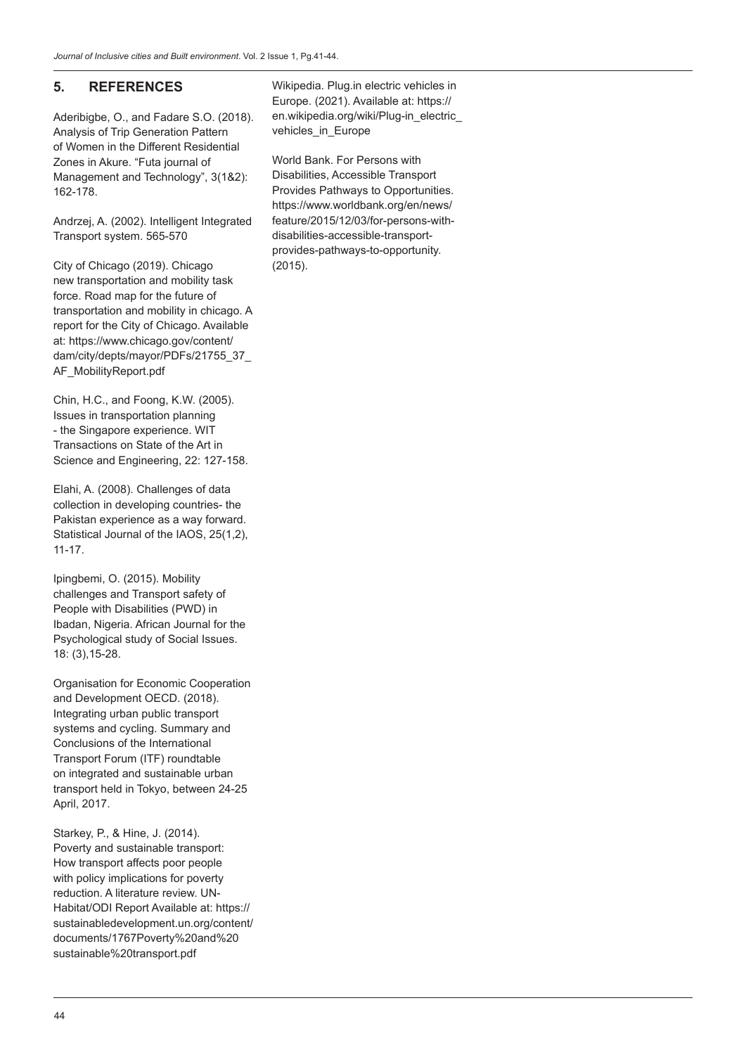## 5. REFERENCES

Aderibigbe, O., and Fadare S.O. (2018). Analysis of Trip Generation Pattern of Women in the Different Residential Zones in Akure. "Futa journal of Management and Technology", 3(1&2): 162-178.

Andrzej, A. (2002). Intelligent Integrated Transport system. 565-570

City of Chicago (2019). Chicago new transportation and mobility task force. Road map for the future of transportation and mobility in chicago. A report for the City of Chicago. Available at: https://www.chicago.gov/content/dam/city/depts/mayor/PDFs/21755_37_AF_MobilityReport.pdf

Chin, H.C., and Foong, K.W. (2005). Issues in transportation planning - the Singapore experience. WIT Transactions on State of the Art in Science and Engineering, 22: 127-158.

Elahi, A. (2008). Challenges of data collection in developing countries- the Pakistan experience as a way forward. Statistical Journal of the IAOS, 25(1,2), 11-17.

Ipingbemi, O. (2015). Mobility challenges and Transport safety of People with Disabilities (PWD) in Ibadan, Nigeria. African Journal for the Psychological study of Social Issues. 18: (3),15-28.

Organisation for Economic Cooperation and Development OECD. (2018). Integrating urban public transport systems and cycling. Summary and Conclusions of the International Transport Forum (ITF) roundtable on integrated and sustainable urban transport held in Tokyo, between 24-25 April, 2017.

Starkey, P., & Hine, J. (2014). Poverty and sustainable transport: How transport affects poor people with policy implications for poverty reduction. A literature review. UN-Habitat/ODI Report Available at: https://sustainabledevelopment.un.org/content/documents/1767Poverty%20and%20sustainable%20transport.pdf

Wikipedia. Plug.in electric vehicles in Europe. (2021). Available at: https://en.wikipedia.org/wiki/Plug-in_electric_vehicles_in_Europe

World Bank. For Persons with Disabilities, Accessible Transport Provides Pathways to Opportunities. https://www.worldbank.org/en/news/feature/2015/12/03/for-persons-with-disabilities-accessible-transport-provides-pathways-to-opportunity. (2015).